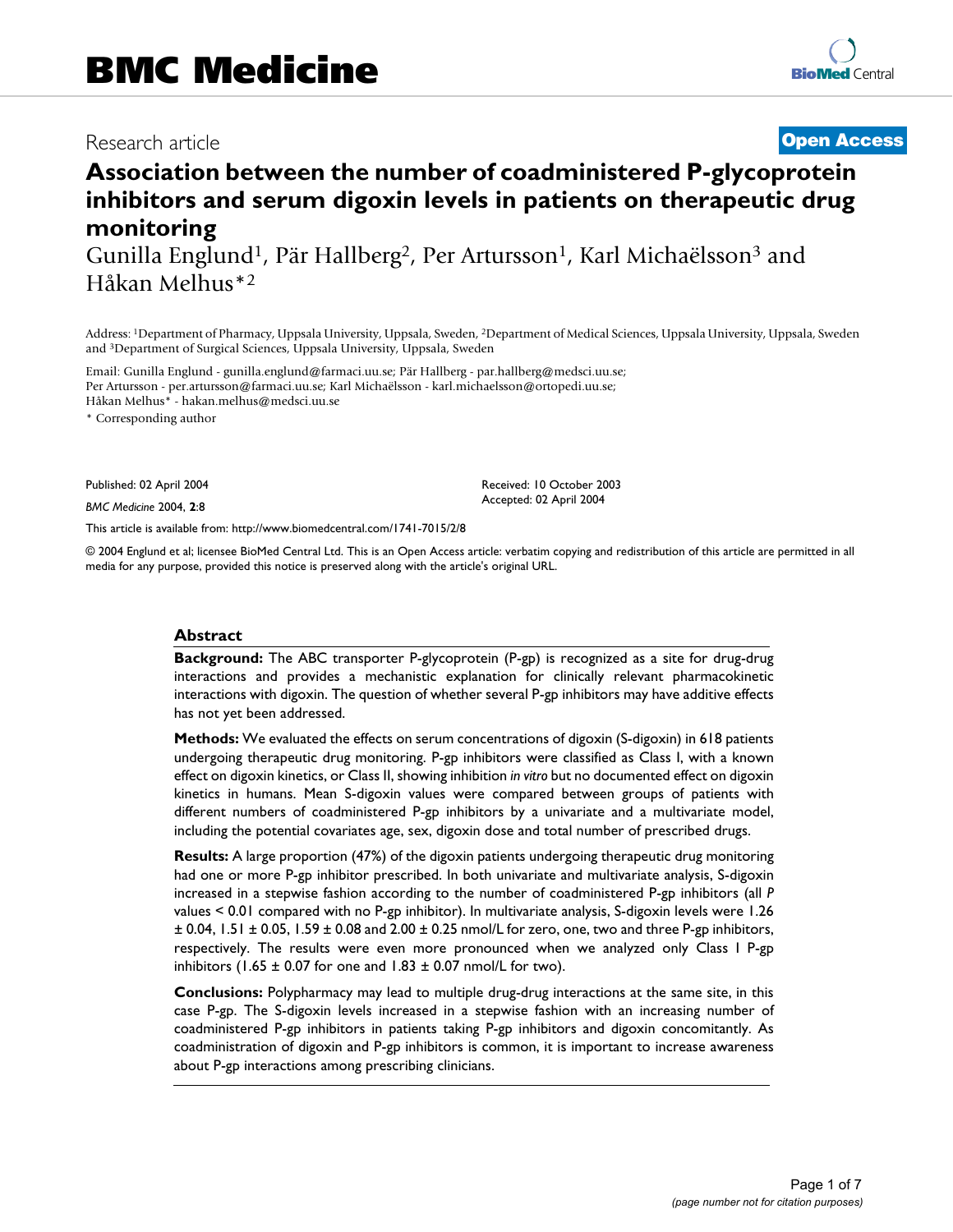Research article

**Open Access**

# Association between the number of coadministered P-glycoprotein inhibitors and serum digoxin levels in patients on therapeutic drug monitoring

Gunilla Englund[1], Pär Hallberg[2], Per Artursson[1], Karl Michaëlsson[3] and Håkan Melhus*[2]

Address: [1]Department of Pharmacy, Uppsala University, Uppsala, Sweden, [2]Department of Medical Sciences, Uppsala University, Uppsala, Sweden and [3]Department of Surgical Sciences, Uppsala University, Uppsala, Sweden

Email: Gunilla Englund - gunilla.englund@farmaci.uu.se; Pär Hallberg - par.hallberg@medsci.uu.se; Per Artursson - per.artursson@farmaci.uu.se; Karl Michaëlsson - karl.michaelsson@ortopedi.uu.se; Håkan Melhus* - hakan.melhus@medsci.uu.se

* Corresponding author

Published: 02 April 2004

*BMC Medicine* 2004, **2**:8

Received: 10 October 2003
Accepted: 02 April 2004

This article is available from: http://www.biomedcentral.com/1741-7015/2/8

© 2004 Englund et al; licensee BioMed Central Ltd. This is an Open Access article: verbatim copying and redistribution of this article are permitted in all media for any purpose, provided this notice is preserved along with the article's original URL.

## Abstract

**Background:** The ABC transporter P-glycoprotein (P-gp) is recognized as a site for drug-drug interactions and provides a mechanistic explanation for clinically relevant pharmacokinetic interactions with digoxin. The question of whether several P-gp inhibitors may have additive effects has not yet been addressed.

**Methods:** We evaluated the effects on serum concentrations of digoxin (S-digoxin) in 618 patients undergoing therapeutic drug monitoring. P-gp inhibitors were classified as Class I, with a known effect on digoxin kinetics, or Class II, showing inhibition *in vitro* but no documented effect on digoxin kinetics in humans. Mean S-digoxin values were compared between groups of patients with different numbers of coadministered P-gp inhibitors by a univariate and a multivariate model, including the potential covariates age, sex, digoxin dose and total number of prescribed drugs.

**Results:** A large proportion (47%) of the digoxin patients undergoing therapeutic drug monitoring had one or more P-gp inhibitor prescribed. In both univariate and multivariate analysis, S-digoxin increased in a stepwise fashion according to the number of coadministered P-gp inhibitors (all *P* values < 0.01 compared with no P-gp inhibitor). In multivariate analysis, S-digoxin levels were 1.26 ± 0.04, 1.51 ± 0.05, 1.59 ± 0.08 and 2.00 ± 0.25 nmol/L for zero, one, two and three P-gp inhibitors, respectively. The results were even more pronounced when we analyzed only Class I P-gp inhibitors (1.65 ± 0.07 for one and 1.83 ± 0.07 nmol/L for two).

**Conclusions:** Polypharmacy may lead to multiple drug-drug interactions at the same site, in this case P-gp. The S-digoxin levels increased in a stepwise fashion with an increasing number of coadministered P-gp inhibitors in patients taking P-gp inhibitors and digoxin concomitantly. As coadministration of digoxin and P-gp inhibitors is common, it is important to increase awareness about P-gp interactions among prescribing clinicians.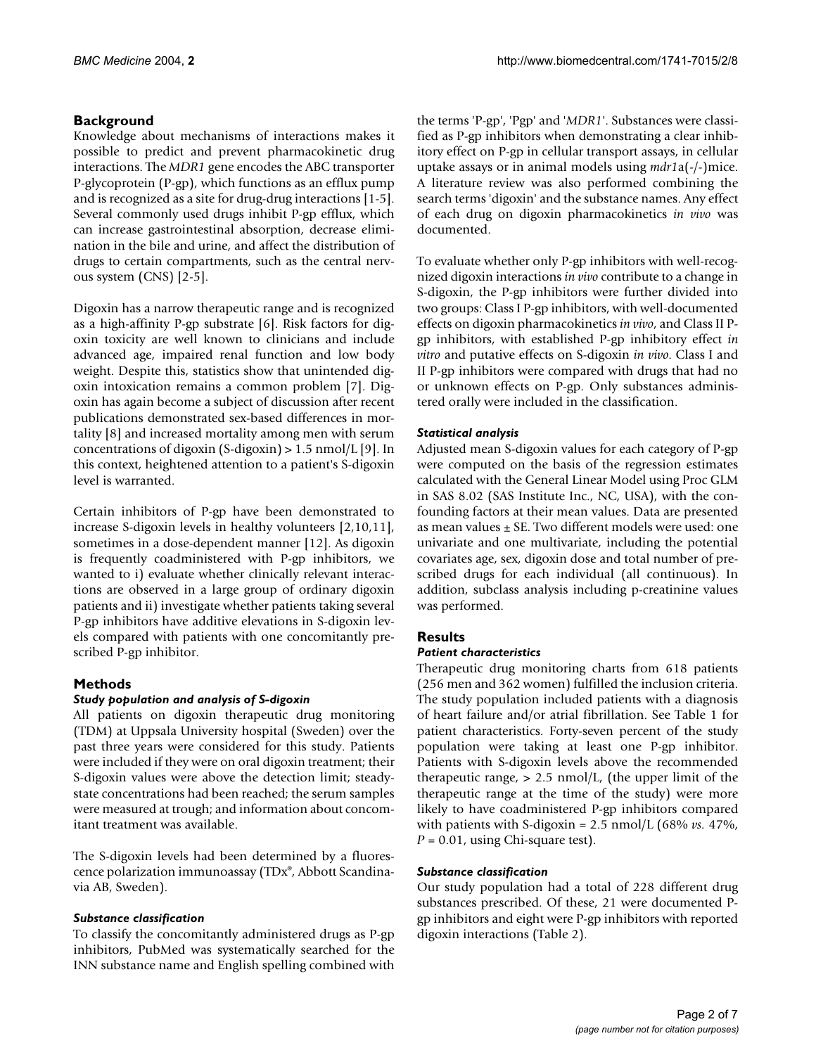## Background

Knowledge about mechanisms of interactions makes it possible to predict and prevent pharmacokinetic drug interactions. The *MDR1* gene encodes the ABC transporter P-glycoprotein (P-gp), which functions as an efflux pump and is recognized as a site for drug-drug interactions [1-5]. Several commonly used drugs inhibit P-gp efflux, which can increase gastrointestinal absorption, decrease elimination in the bile and urine, and affect the distribution of drugs to certain compartments, such as the central nervous system (CNS) [2-5].

Digoxin has a narrow therapeutic range and is recognized as a high-affinity P-gp substrate [6]. Risk factors for digoxin toxicity are well known to clinicians and include advanced age, impaired renal function and low body weight. Despite this, statistics show that unintended digoxin intoxication remains a common problem [7]. Digoxin has again become a subject of discussion after recent publications demonstrated sex-based differences in mortality [8] and increased mortality among men with serum concentrations of digoxin (S-digoxin) > 1.5 nmol/L [9]. In this context, heightened attention to a patient's S-digoxin level is warranted.

Certain inhibitors of P-gp have been demonstrated to increase S-digoxin levels in healthy volunteers [2,10,11], sometimes in a dose-dependent manner [12]. As digoxin is frequently coadministered with P-gp inhibitors, we wanted to i) evaluate whether clinically relevant interactions are observed in a large group of ordinary digoxin patients and ii) investigate whether patients taking several P-gp inhibitors have additive elevations in S-digoxin levels compared with patients with one concomitantly prescribed P-gp inhibitor.

## Methods

### *Study population and analysis of S-digoxin*

All patients on digoxin therapeutic drug monitoring (TDM) at Uppsala University hospital (Sweden) over the past three years were considered for this study. Patients were included if they were on oral digoxin treatment; their S-digoxin values were above the detection limit; steady-state concentrations had been reached; the serum samples were measured at trough; and information about concomitant treatment was available.

The S-digoxin levels had been determined by a fluorescence polarization immunoassay (TDx®, Abbott Scandinavia AB, Sweden).

### *Substance classification*

To classify the concomitantly administered drugs as P-gp inhibitors, PubMed was systematically searched for the INN substance name and English spelling combined with the terms 'P-gp', 'Pgp' and '*MDR1*'. Substances were classified as P-gp inhibitors when demonstrating a clear inhibitory effect on P-gp in cellular transport assays, in cellular uptake assays or in animal models using *mdr1*a(-/-)mice. A literature review was also performed combining the search terms 'digoxin' and the substance names. Any effect of each drug on digoxin pharmacokinetics *in vivo* was documented.

To evaluate whether only P-gp inhibitors with well-recognized digoxin interactions *in vivo* contribute to a change in S-digoxin, the P-gp inhibitors were further divided into two groups: Class I P-gp inhibitors, with well-documented effects on digoxin pharmacokinetics *in vivo*, and Class II P-gp inhibitors, with established P-gp inhibitory effect *in vitro* and putative effects on S-digoxin *in vivo*. Class I and II P-gp inhibitors were compared with drugs that had no or unknown effects on P-gp. Only substances administered orally were included in the classification.

### *Statistical analysis*

Adjusted mean S-digoxin values for each category of P-gp were computed on the basis of the regression estimates calculated with the General Linear Model using Proc GLM in SAS 8.02 (SAS Institute Inc., NC, USA), with the confounding factors at their mean values. Data are presented as mean values ± SE. Two different models were used: one univariate and one multivariate, including the potential covariates age, sex, digoxin dose and total number of prescribed drugs for each individual (all continuous). In addition, subclass analysis including p-creatinine values was performed.

## Results

### *Patient characteristics*

Therapeutic drug monitoring charts from 618 patients (256 men and 362 women) fulfilled the inclusion criteria. The study population included patients with a diagnosis of heart failure and/or atrial fibrillation. See Table 1 for patient characteristics. Forty-seven percent of the study population were taking at least one P-gp inhibitor. Patients with S-digoxin levels above the recommended therapeutic range, > 2.5 nmol/L, (the upper limit of the therapeutic range at the time of the study) were more likely to have coadministered P-gp inhibitors compared with patients with S-digoxin = 2.5 nmol/L (68% *vs.* 47%, $P = 0.01$, using Chi-square test).

### *Substance classification*

Our study population had a total of 228 different drug substances prescribed. Of these, 21 were documented P-gp inhibitors and eight were P-gp inhibitors with reported digoxin interactions (Table 2).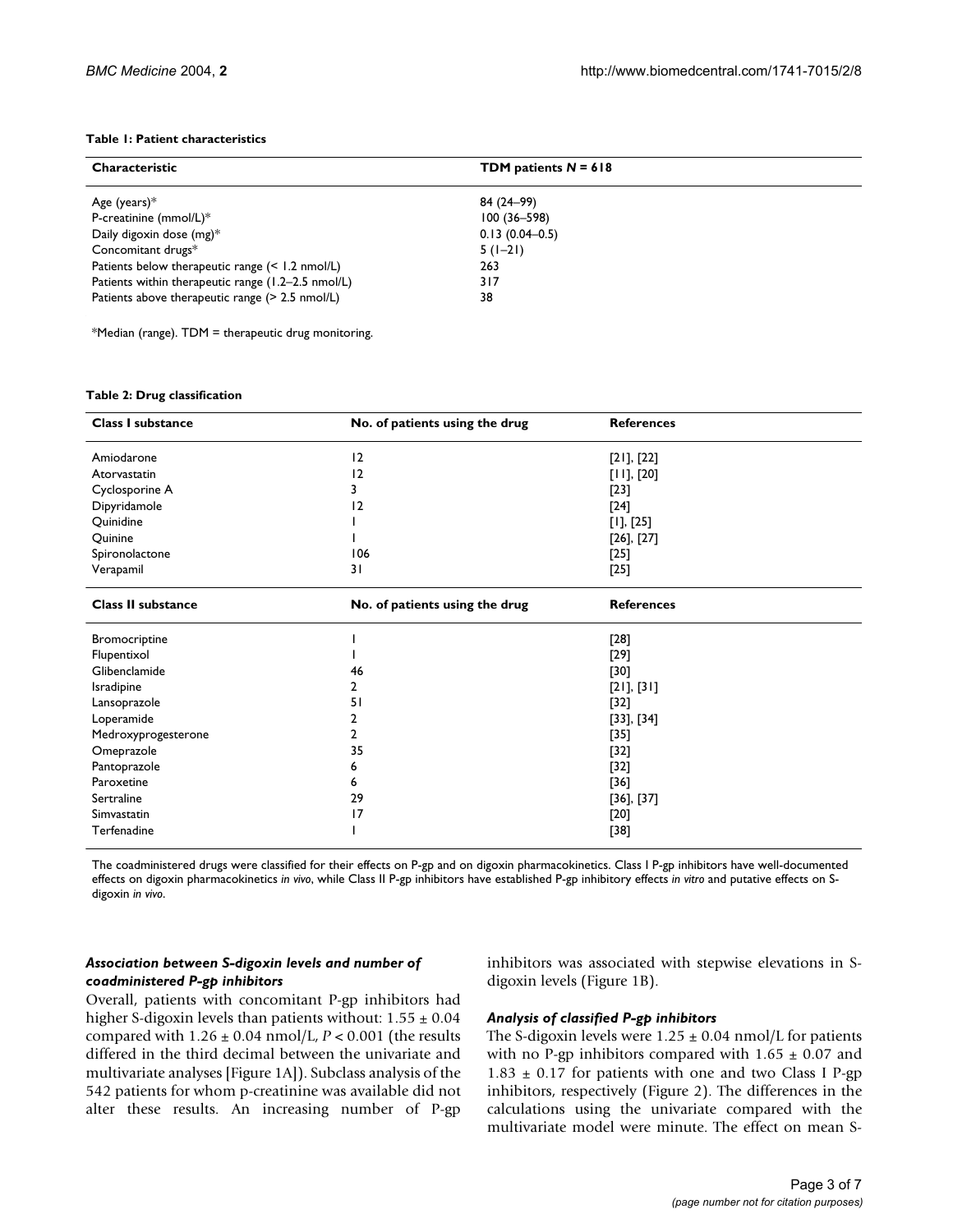**Table 1: Patient characteristics**

| Characteristic | TDM patients $N = 618$ |
|---|---|
| Age (years)* | 84 (24–99) |
| P-creatinine (mmol/L)* | 100 (36–598) |
| Daily digoxin dose (mg)* | 0.13 (0.04–0.5) |
| Concomitant drugs* | 5 (1–21) |
| Patients below therapeutic range (< 1.2 nmol/L) | 263 |
| Patients within therapeutic range (1.2–2.5 nmol/L) | 317 |
| Patients above therapeutic range (> 2.5 nmol/L) | 38 |

*Median (range). TDM = therapeutic drug monitoring.

**Table 2: Drug classification**

| Class I substance | No. of patients using the drug | References |
|---|---|---|
| Amiodarone | 12 | [21], [22] |
| Atorvastatin | 12 | [11], [20] |
| Cyclosporine A | 3 | [23] |
| Dipyridamole | 12 | [24] |
| Quinidine | 1 | [1], [25] |
| Quinine | 1 | [26], [27] |
| Spironolactone | 106 | [25] |
| Verapamil | 31 | [25] |
| **Class II substance** | **No. of patients using the drug** | **References** |
| Bromocriptine | 1 | [28] |
| Flupentixol | 1 | [29] |
| Glibenclamide | 46 | [30] |
| Isradipine | 2 | [21], [31] |
| Lansoprazole | 51 | [32] |
| Loperamide | 2 | [33], [34] |
| Medroxyprogesterone | 2 | [35] |
| Omeprazole | 35 | [32] |
| Pantoprazole | 6 | [32] |
| Paroxetine | 6 | [36] |
| Sertraline | 29 | [36], [37] |
| Simvastatin | 17 | [20] |
| Terfenadine | 1 | [38] |

The coadministered drugs were classified for their effects on P-gp and on digoxin pharmacokinetics. Class I P-gp inhibitors have well-documented effects on digoxin pharmacokinetics *in vivo*, while Class II P-gp inhibitors have established P-gp inhibitory effects *in vitro* and putative effects on S-digoxin *in vivo*.

### *Association between S-digoxin levels and number of coadministered P-gp inhibitors*

Overall, patients with concomitant P-gp inhibitors had higher S-digoxin levels than patients without: $1.55 \pm 0.04$ compared with $1.26 \pm 0.04$ nmol/L, $P < 0.001$ (the results differed in the third decimal between the univariate and multivariate analyses [Figure 1A]). Subclass analysis of the 542 patients for whom p-creatinine was available did not alter these results. An increasing number of P-gp inhibitors was associated with stepwise elevations in S-digoxin levels (Figure 1B).

### *Analysis of classified P-gp inhibitors*

The S-digoxin levels were $1.25 \pm 0.04$ nmol/L for patients with no P-gp inhibitors compared with $1.65 \pm 0.07$ and $1.83 \pm 0.17$ for patients with one and two Class I P-gp inhibitors, respectively (Figure 2). The differences in the calculations using the univariate compared with the multivariate model were minute. The effect on mean S-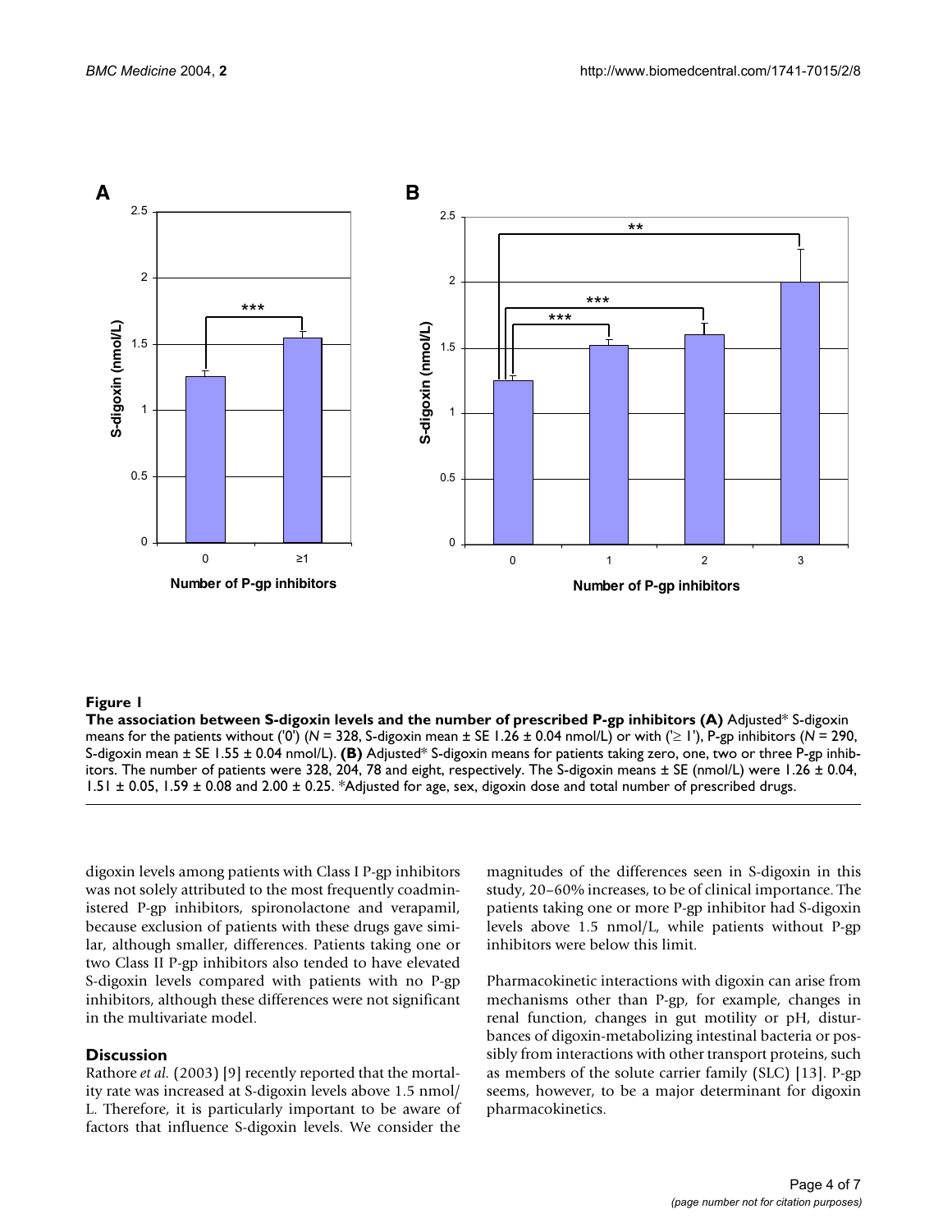**Figure 1**

**The association between S-digoxin levels and the number of prescribed P-gp inhibitors (A)** Adjusted* S-digoxin means for the patients without ('0') ($N$ = 328, S-digoxin mean ± SE 1.26 ± 0.04 nmol/L) or with ('≥ 1'), P-gp inhibitors ($N$ = 290, S-digoxin mean ± SE 1.55 ± 0.04 nmol/L). **(B)** Adjusted* S-digoxin means for patients taking zero, one, two or three P-gp inhibitors. The number of patients were 328, 204, 78 and eight, respectively. The S-digoxin means ± SE (nmol/L) were 1.26 ± 0.04, 1.51 ± 0.05, 1.59 ± 0.08 and 2.00 ± 0.25. *Adjusted for age, sex, digoxin dose and total number of prescribed drugs.

digoxin levels among patients with Class I P-gp inhibitors was not solely attributed to the most frequently coadministered P-gp inhibitors, spironolactone and verapamil, because exclusion of patients with these drugs gave similar, although smaller, differences. Patients taking one or two Class II P-gp inhibitors also tended to have elevated S-digoxin levels compared with patients with no P-gp inhibitors, although these differences were not significant in the multivariate model.

## Discussion

Rathore *et al.* (2003) [9] recently reported that the mortality rate was increased at S-digoxin levels above 1.5 nmol/L. Therefore, it is particularly important to be aware of factors that influence S-digoxin levels. We consider the magnitudes of the differences seen in S-digoxin in this study, 20–60% increases, to be of clinical importance. The patients taking one or more P-gp inhibitor had S-digoxin levels above 1.5 nmol/L, while patients without P-gp inhibitors were below this limit.

Pharmacokinetic interactions with digoxin can arise from mechanisms other than P-gp, for example, changes in renal function, changes in gut motility or pH, disturbances of digoxin-metabolizing intestinal bacteria or possibly from interactions with other transport proteins, such as members of the solute carrier family (SLC) [13]. P-gp seems, however, to be a major determinant for digoxin pharmacokinetics.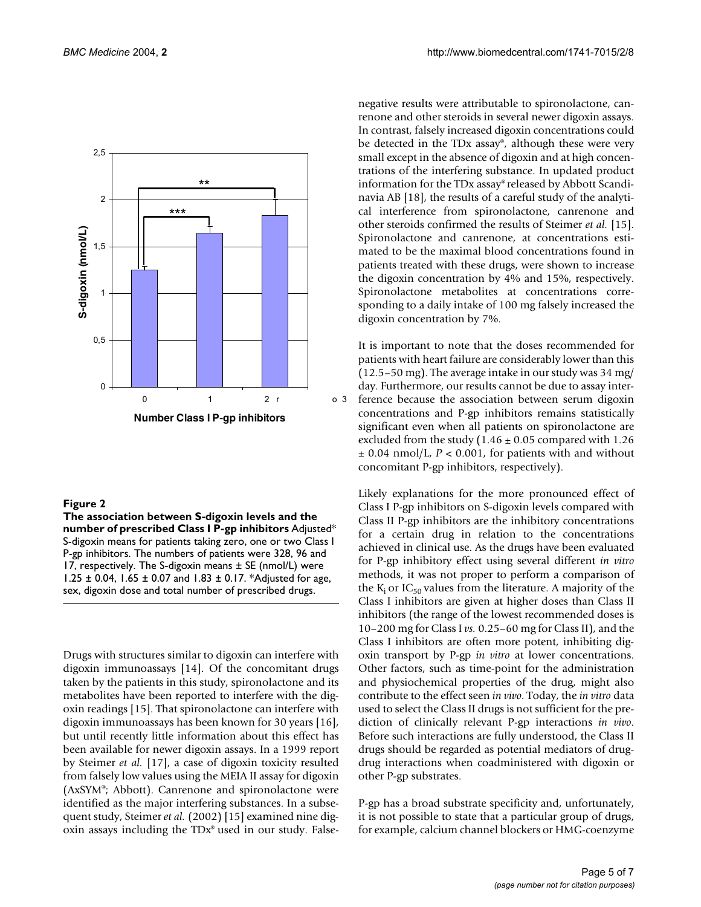**Figure 2**

**The association between S-digoxin levels and the number of prescribed Class I P-gp inhibitors** Adjusted* S-digoxin means for patients taking zero, one or two Class I P-gp inhibitors. The numbers of patients were 328, 96 and 17, respectively. The S-digoxin means ± SE (nmol/L) were 1.25 ± 0.04, 1.65 ± 0.07 and 1.83 ± 0.17. *Adjusted for age, sex, digoxin dose and total number of prescribed drugs.

Drugs with structures similar to digoxin can interfere with digoxin immunoassays [14]. Of the concomitant drugs taken by the patients in this study, spironolactone and its metabolites have been reported to interfere with the digoxin readings [15]. That spironolactone can interfere with digoxin immunoassays has been known for 30 years [16], but until recently little information about this effect has been available for newer digoxin assays. In a 1999 report by Steimer *et al.* [17], a case of digoxin toxicity resulted from falsely low values using the MEIA II assay for digoxin (AxSYM®; Abbott). Canrenone and spironolactone were identified as the major interfering substances. In a subsequent study, Steimer *et al.* (2002) [15] examined nine digoxin assays including the TDx® used in our study. False-negative results were attributable to spironolactone, canrenone and other steroids in several newer digoxin assays. In contrast, falsely increased digoxin concentrations could be detected in the TDx assay®, although these were very small except in the absence of digoxin and at high concentrations of the interfering substance. In updated product information for the TDx assay® released by Abbott Scandinavia AB [18], the results of a careful study of the analytical interference from spironolactone, canrenone and other steroids confirmed the results of Steimer *et al.* [15]. Spironolactone and canrenone, at concentrations estimated to be the maximal blood concentrations found in patients treated with these drugs, were shown to increase the digoxin concentration by 4% and 15%, respectively. Spironolactone metabolites at concentrations corresponding to a daily intake of 100 mg falsely increased the digoxin concentration by 7%.

It is important to note that the doses recommended for patients with heart failure are considerably lower than this (12.5–50 mg). The average intake in our study was 34 mg/day. Furthermore, our results cannot be due to assay interference because the association between serum digoxin concentrations and P-gp inhibitors remains statistically significant even when all patients on spironolactone are excluded from the study (1.46 ± 0.05 compared with 1.26 ± 0.04 nmol/L, $P < 0.001$, for patients with and without concomitant P-gp inhibitors, respectively).

Likely explanations for the more pronounced effect of Class I P-gp inhibitors on S-digoxin levels compared with Class II P-gp inhibitors are the inhibitory concentrations for a certain drug in relation to the concentrations achieved in clinical use. As the drugs have been evaluated for P-gp inhibitory effect using several different *in vitro* methods, it was not proper to perform a comparison of the $K_i$ or $IC_{50}$ values from the literature. A majority of the Class I inhibitors are given at higher doses than Class II inhibitors (the range of the lowest recommended doses is 10–200 mg for Class I *vs.* 0.25–60 mg for Class II), and the Class I inhibitors are often more potent, inhibiting digoxin transport by P-gp *in vitro* at lower concentrations. Other factors, such as time-point for the administration and physiochemical properties of the drug, might also contribute to the effect seen *in vivo*. Today, the *in vitro* data used to select the Class II drugs is not sufficient for the prediction of clinically relevant P-gp interactions *in vivo*. Before such interactions are fully understood, the Class II drugs should be regarded as potential mediators of drug-drug interactions when coadministered with digoxin or other P-gp substrates.

P-gp has a broad substrate specificity and, unfortunately, it is not possible to state that a particular group of drugs, for example, calcium channel blockers or HMG-coenzyme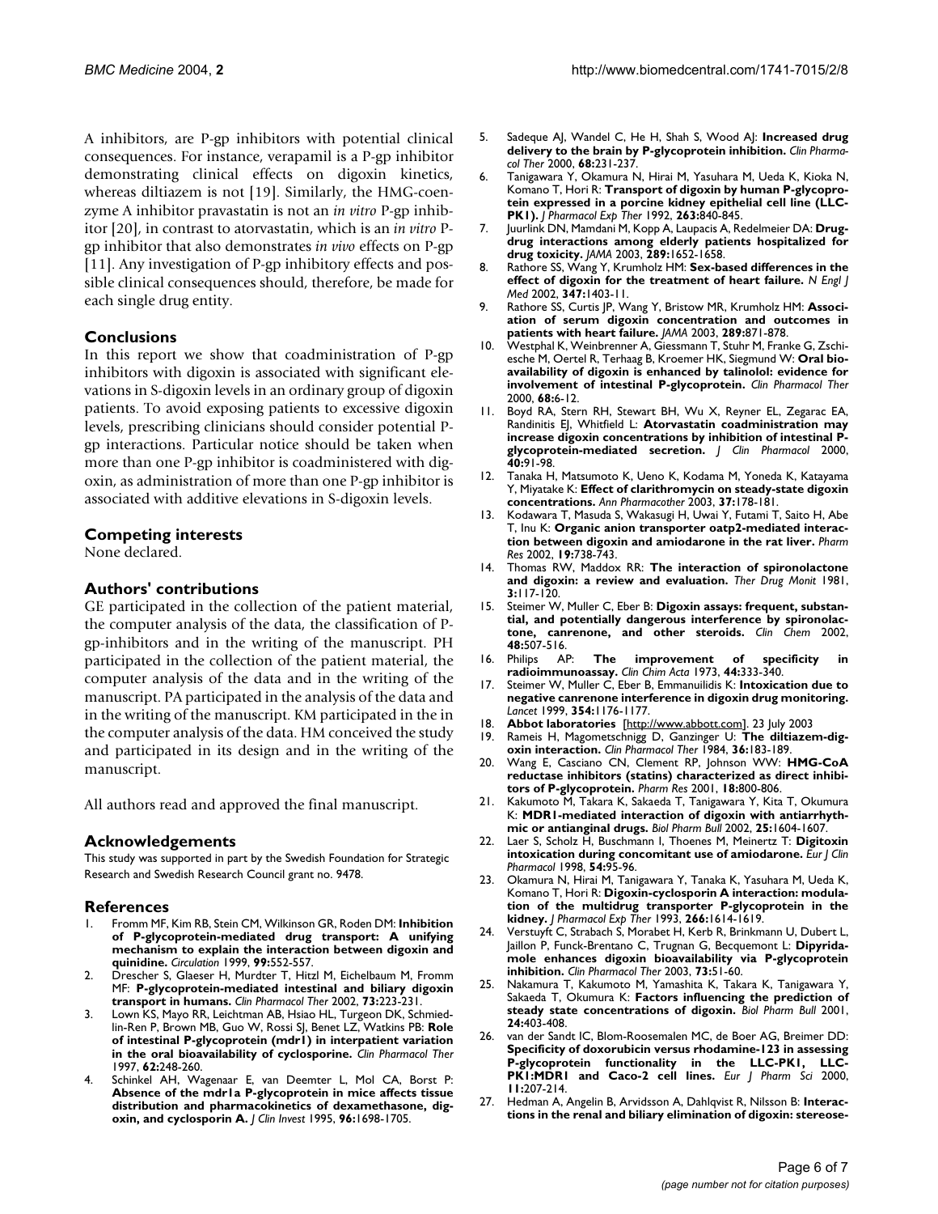A inhibitors, are P-gp inhibitors with potential clinical consequences. For instance, verapamil is a P-gp inhibitor demonstrating clinical effects on digoxin kinetics, whereas diltiazem is not [19]. Similarly, the HMG-coenzyme A inhibitor pravastatin is not an *in vitro* P-gp inhibitor [20], in contrast to atorvastatin, which is an *in vitro* P-gp inhibitor that also demonstrates *in vivo* effects on P-gp [11]. Any investigation of P-gp inhibitory effects and possible clinical consequences should, therefore, be made for each single drug entity.

## Conclusions

In this report we show that coadministration of P-gp inhibitors with digoxin is associated with significant elevations in S-digoxin levels in an ordinary group of digoxin patients. To avoid exposing patients to excessive digoxin levels, prescribing clinicians should consider potential P-gp interactions. Particular notice should be taken when more than one P-gp inhibitor is coadministered with digoxin, as administration of more than one P-gp inhibitor is associated with additive elevations in S-digoxin levels.

## Competing interests

None declared.

## Authors' contributions

GE participated in the collection of the patient material, the computer analysis of the data, the classification of P-gp-inhibitors and in the writing of the manuscript. PH participated in the collection of the patient material, the computer analysis of the data and in the writing of the manuscript. PA participated in the analysis of the data and in the writing of the manuscript. KM participated in the in the computer analysis of the data. HM conceived the study and participated in its design and in the writing of the manuscript.

All authors read and approved the final manuscript.

## Acknowledgements

This study was supported in part by the Swedish Foundation for Strategic Research and Swedish Research Council grant no. 9478.

## References

1. Fromm MF, Kim RB, Stein CM, Wilkinson GR, Roden DM: **Inhibition of P-glycoprotein-mediated drug transport: A unifying mechanism to explain the interaction between digoxin and quinidine.** *Circulation* 1999, **99:**552-557.
2. Drescher S, Glaeser H, Murdter T, Hitzl M, Eichelbaum M, Fromm MF: **P-glycoprotein-mediated intestinal and biliary digoxin transport in humans.** *Clin Pharmacol Ther* 2002, **73:**223-231.
3. Lown KS, Mayo RR, Leichtman AB, Hsiao HL, Turgeon DK, Schmiedlin-Ren P, Brown MB, Guo W, Rossi SJ, Benet LZ, Watkins PB: **Role of intestinal P-glycoprotein (mdr1) in interpatient variation in the oral bioavailability of cyclosporine.** *Clin Pharmacol Ther* 1997, **62:**248-260.
4. Schinkel AH, Wagenaar E, van Deemter L, Mol CA, Borst P: **Absence of the mdr1a P-glycoprotein in mice affects tissue distribution and pharmacokinetics of dexamethasone, digoxin, and cyclosporin A.** *J Clin Invest* 1995, **96:**1698-1705.
5. Sadeque AJ, Wandel C, He H, Shah S, Wood AJ: **Increased drug delivery to the brain by P-glycoprotein inhibition.** *Clin Pharmacol Ther* 2000, **68:**231-237.
6. Tanigawara Y, Okamura N, Hirai M, Yasuhara M, Ueda K, Kioka N, Komano T, Hori R: **Transport of digoxin by human P-glycoprotein expressed in a porcine kidney epithelial cell line (LLC-PK1).** *J Pharmacol Exp Ther* 1992, **263:**840-845.
7. Juurlink DN, Mamdani M, Kopp A, Laupacis A, Redelmeier DA: **Drug-drug interactions among elderly patients hospitalized for drug toxicity.** *JAMA* 2003, **289:**1652-1658.
8. Rathore SS, Wang Y, Krumholz HM: **Sex-based differences in the effect of digoxin for the treatment of heart failure.** *N Engl J Med* 2002, **347:**1403-11.
9. Rathore SS, Curtis JP, Wang Y, Bristow MR, Krumholz HM: **Association of serum digoxin concentration and outcomes in patients with heart failure.** *JAMA* 2003, **289:**871-878.
10. Westphal K, Weinbrenner A, Giessmann T, Stuhr M, Franke G, Zschiesche M, Oertel R, Terhaag B, Kroemer HK, Siegmund W: **Oral bioavailability of digoxin is enhanced by talinolol: evidence for involvement of intestinal P-glycoprotein.** *Clin Pharmacol Ther* 2000, **68:**6-12.
11. Boyd RA, Stern RH, Stewart BH, Wu X, Reyner EL, Zegarac EA, Randinitis EJ, Whitfield L: **Atorvastatin coadministration may increase digoxin concentrations by inhibition of intestinal P-glycoprotein-mediated secretion.** *J Clin Pharmacol* 2000, **40:**91-98.
12. Tanaka H, Matsumoto K, Ueno K, Kodama M, Yoneda K, Katayama Y, Miyatake K: **Effect of clarithromycin on steady-state digoxin concentrations.** *Ann Pharmacother* 2003, **37:**178-181.
13. Kodawara T, Masuda S, Wakasugi H, Uwai Y, Futami T, Saito H, Abe T, Inu K: **Organic anion transporter oatp2-mediated interaction between digoxin and amiodarone in the rat liver.** *Pharm Res* 2002, **19:**738-743.
14. Thomas RW, Maddox RR: **The interaction of spironolactone and digoxin: a review and evaluation.** *Ther Drug Monit* 1981, **3:**117-120.
15. Steimer W, Muller C, Eber B: **Digoxin assays: frequent, substantial, and potentially dangerous interference by spironolactone, canrenone, and other steroids.** *Clin Chem* 2002, **48:**507-516.
16. Philips AP: **The improvement of specificity in radioimmunoassay.** *Clin Chim Acta* 1973, **44:**333-340.
17. Steimer W, Muller C, Eber B, Emmanuilidis K: **Intoxication due to negative canrenone interference in digoxin drug monitoring.** *Lancet* 1999, **354:**1176-1177.
18. **Abbot laboratories** [http://www.abbott.com]. 23 July 2003
19. Rameis H, Magometschnigg D, Ganzinger U: **The diltiazem-digoxin interaction.** *Clin Pharmacol Ther* 1984, **36:**183-189.
20. Wang E, Casciano CN, Clement RP, Johnson WW: **HMG-CoA reductase inhibitors (statins) characterized as direct inhibitors of P-glycoprotein.** *Pharm Res* 2001, **18:**800-806.
21. Kakumoto M, Takara K, Sakaeda T, Tanigawara Y, Kita T, Okumura K: **MDR1-mediated interaction of digoxin with antiarrhythmic or antianginal drugs.** *Biol Pharm Bull* 2002, **25:**1604-1607.
22. Laer S, Scholz H, Buschmann I, Thoenes M, Meinertz T: **Digitoxin intoxication during concomitant use of amiodarone.** *Eur J Clin Pharmacol* 1998, **54:**95-96.
23. Okamura N, Hirai M, Tanigawara Y, Tanaka K, Yasuhara M, Ueda K, Komano T, Hori R: **Digoxin-cyclosporin A interaction: modulation of the multidrug transporter P-glycoprotein in the kidney.** *J Pharmacol Exp Ther* 1993, **266:**1614-1619.
24. Verstuyft C, Strabach S, Morabet H, Kerb R, Brinkmann U, Dubert L, Jaillon P, Funck-Brentano C, Trugnan G, Becquemont L: **Dipyridamole enhances digoxin bioavailability via P-glycoprotein inhibition.** *Clin Pharmacol Ther* 2003, **73:**51-60.
25. Nakamura T, Kakumoto M, Yamashita K, Takara K, Tanigawara Y, Sakaeda T, Okumura K: **Factors influencing the prediction of steady state concentrations of digoxin.** *Biol Pharm Bull* 2001, **24:**403-408.
26. van der Sandt IC, Blom-Roosemalen MC, de Boer AG, Breimer DD: **Specificity of doxorubicin versus rhodamine-123 in assessing P-glycoprotein functionality in the LLC-PK1, LLC-PK1:MDR1 and Caco-2 cell lines.** *Eur J Pharm Sci* 2000, **11:**207-214.
27. Hedman A, Angelin B, Arvidsson A, Dahlqvist R, Nilsson B: **Interactions in the renal and biliary elimination of digoxin: stereose-**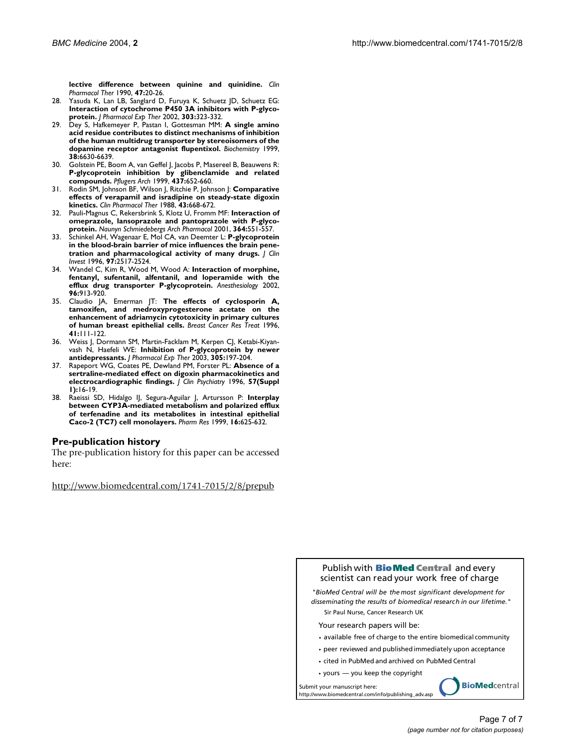**lective difference between quinine and quinidine.** *Clin Pharmacol Ther* 1990, **47:**20-26.

28. Yasuda K, Lan LB, Sanglard D, Furuya K, Schuetz JD, Schuetz EG: **Interaction of cytochrome P450 3A inhibitors with P-glycoprotein.** *J Pharmacol Exp Ther* 2002, **303:**323-332.
29. Dey S, Hafkemeyer P, Pastan I, Gottesman MM: **A single amino acid residue contributes to distinct mechanisms of inhibition of the human multidrug transporter by stereoisomers of the dopamine receptor antagonist flupentixol.** *Biochemistry* 1999, **38:**6630-6639.
30. Golstein PE, Boom A, van Geffel J, Jacobs P, Masereel B, Beauwens R: **P-glycoprotein inhibition by glibenclamide and related compounds.** *Pflugers Arch* 1999, **437:**652-660.
31. Rodin SM, Johnson BF, Wilson J, Ritchie P, Johnson J: **Comparative effects of verapamil and isradipine on steady-state digoxin kinetics.** *Clin Pharmacol Ther* 1988, **43:**668-672.
32. Pauli-Magnus C, Rekersbrink S, Klotz U, Fromm MF: **Interaction of omeprazole, lansoprazole and pantoprazole with P-glycoprotein.** *Naunyn Schmiedebergs Arch Pharmacol* 2001, **364:**551-557.
33. Schinkel AH, Wagenaar E, Mol CA, van Deemter L: **P-glycoprotein in the blood-brain barrier of mice influences the brain penetration and pharmacological activity of many drugs.** *J Clin Invest* 1996, **97:**2517-2524.
34. Wandel C, Kim R, Wood M, Wood A: **Interaction of morphine, fentanyl, sufentanil, alfentanil, and loperamide with the efflux drug transporter P-glycoprotein.** *Anesthesiology* 2002, **96:**913-920.
35. Claudio JA, Emerman JT: **The effects of cyclosporin A, tamoxifen, and medroxyprogesterone acetate on the enhancement of adriamycin cytotoxicity in primary cultures of human breast epithelial cells.** *Breast Cancer Res Treat* 1996, **41:**111-122.
36. Weiss J, Dormann SM, Martin-Facklam M, Kerpen CJ, Ketabi-Kiyanvash N, Haefeli WE: **Inhibition of P-glycoprotein by newer antidepressants.** *J Pharmacol Exp Ther* 2003, **305:**197-204.
37. Rapeport WG, Coates PE, Dewland PM, Forster PL: **Absence of a sertraline-mediated effect on digoxin pharmacokinetics and electrocardiographic findings.** *J Clin Psychiatry* 1996, **57(Suppl 1):**16-19.
38. Raeissi SD, Hidalgo IJ, Segura-Aguilar J, Artursson P: **Interplay between CYP3A-mediated metabolism and polarized efflux of terfenadine and its metabolites in intestinal epithelial Caco-2 (TC7) cell monolayers.** *Pharm Res* 1999, **16:**625-632.

## Pre-publication history

The pre-publication history for this paper can be accessed here:

http://www.biomedcentral.com/1741-7015/2/8/prepub